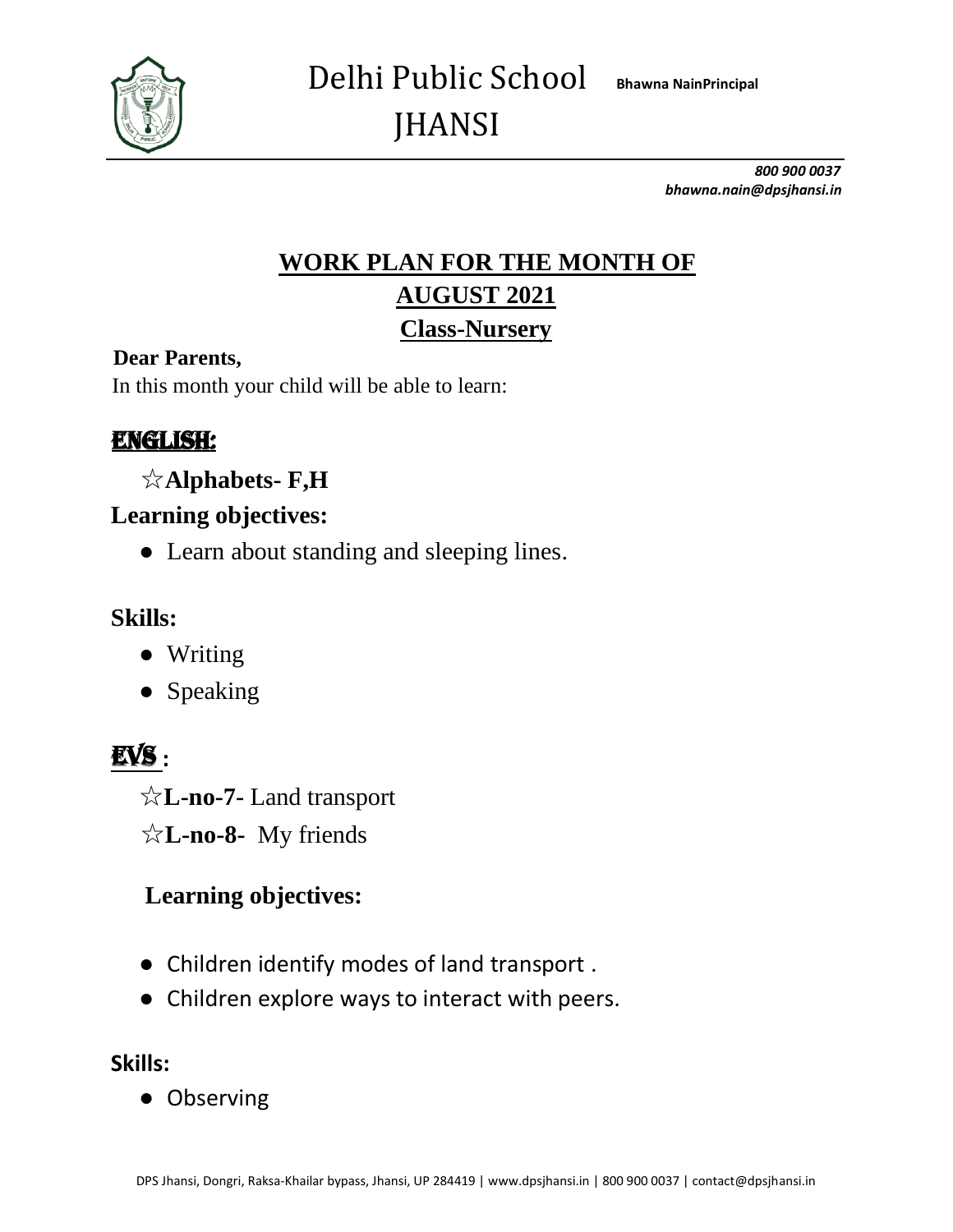# Delhi Public School JHANSI

**Bhawna Nain Principal**

***800 900 0037***
***bhawna.nain@dpsjhansi.in***

## WORK PLAN FOR THE MONTH OF AUGUST 2021

## Class-Nursery

**Dear Parents,**

In this month your child will be able to learn:

### ENGLISH:

☆**Alphabets- F,H**

**Learning objectives:**

- Learn about standing and sleeping lines.

**Skills:**

- Writing
- Speaking

### EVS :

☆**L-no-7-** Land transport

☆**L-no-8-** My friends

**Learning objectives:**

- Children identify modes of land transport .
- Children explore ways to interact with peers.

**Skills:**

- Observing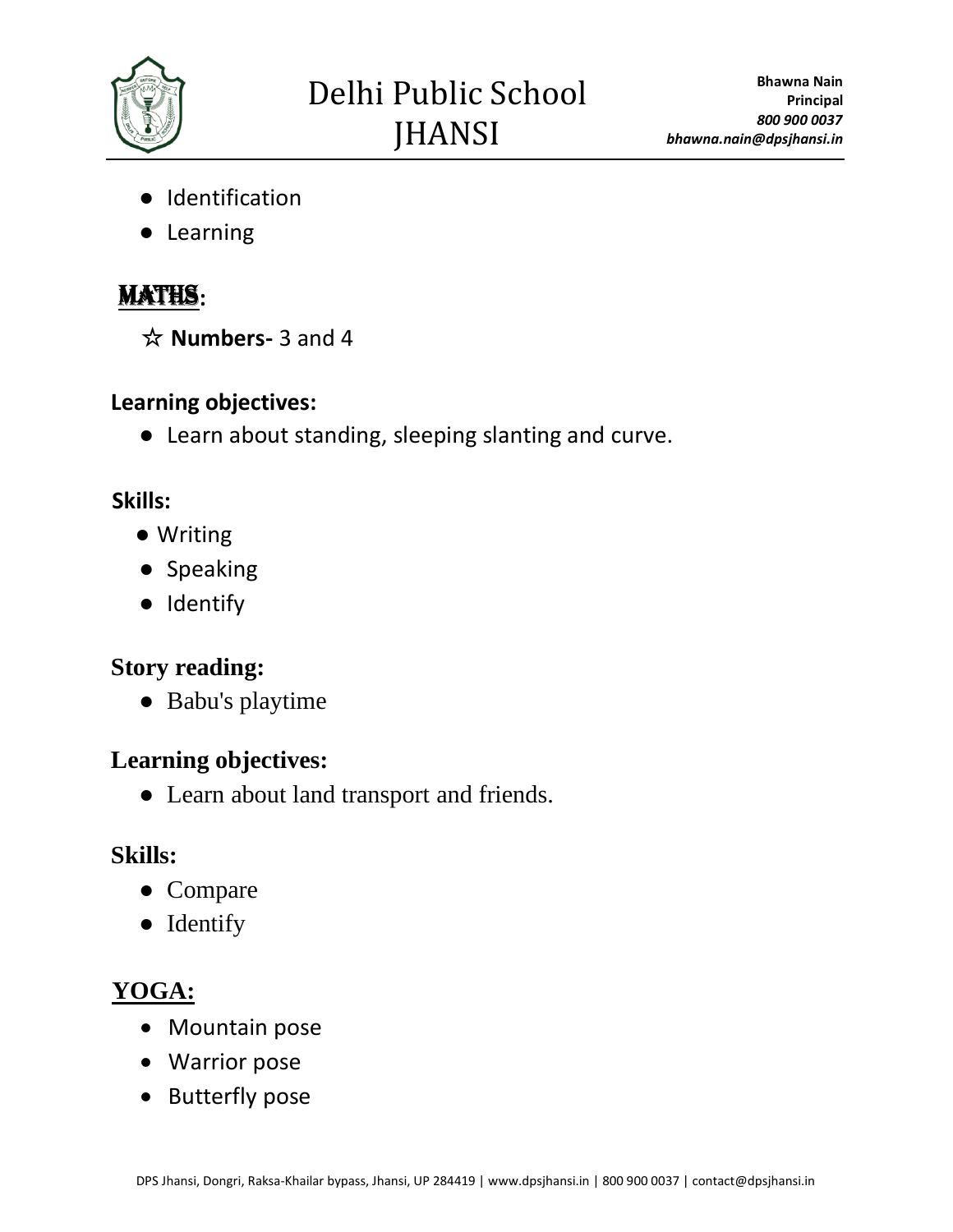- Identification
- Learning

## MATHS:

☆ **Numbers-** 3 and 4

**Learning objectives:**

- Learn about standing, sleeping slanting and curve.

**Skills:**

- Writing
- Speaking
- Identify

**Story reading:**

- Babu's playtime

**Learning objectives:**

- Learn about land transport and friends.

**Skills:**

- Compare
- Identify

## YOGA:

- Mountain pose
- Warrior pose
- Butterfly pose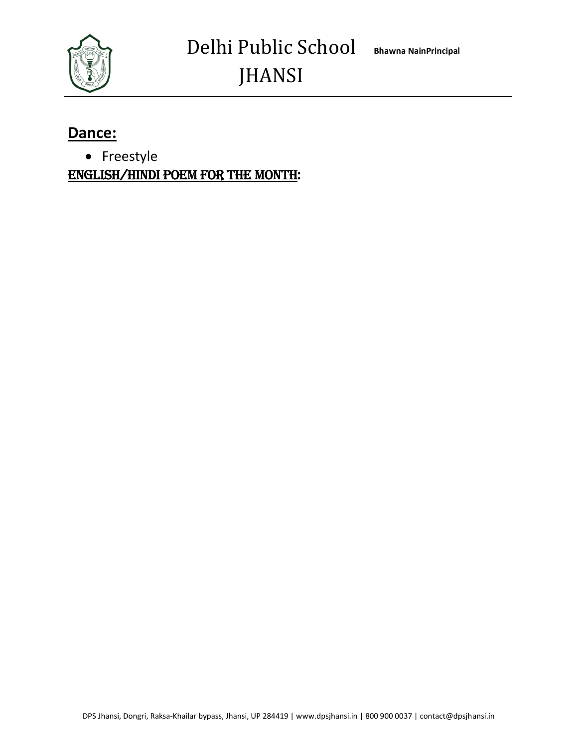## Dance:

- Freestyle

## ENGLISH/HINDI POEM FOR THE MONTH: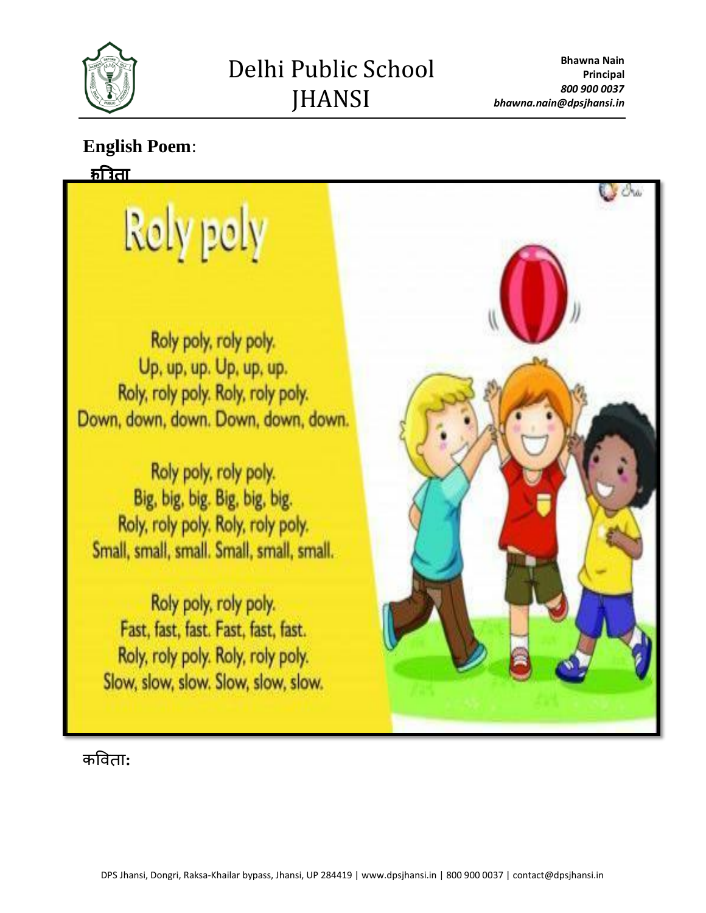**English Poem**:

**कविता**

# Roly poly

Roly poly, roly poly.
Up, up, up. Up, up, up.
Roly, roly poly. Roly, roly poly.
Down, down, down. Down, down, down.

Roly poly, roly poly.
Big, big, big. Big, big, big.
Roly, roly poly. Roly, roly poly.
Small, small, small. Small, small, small.

Roly poly, roly poly.
Fast, fast, fast. Fast, fast, fast.
Roly, roly poly. Roly, roly poly.
Slow, slow, slow. Slow, slow, slow.

कविता: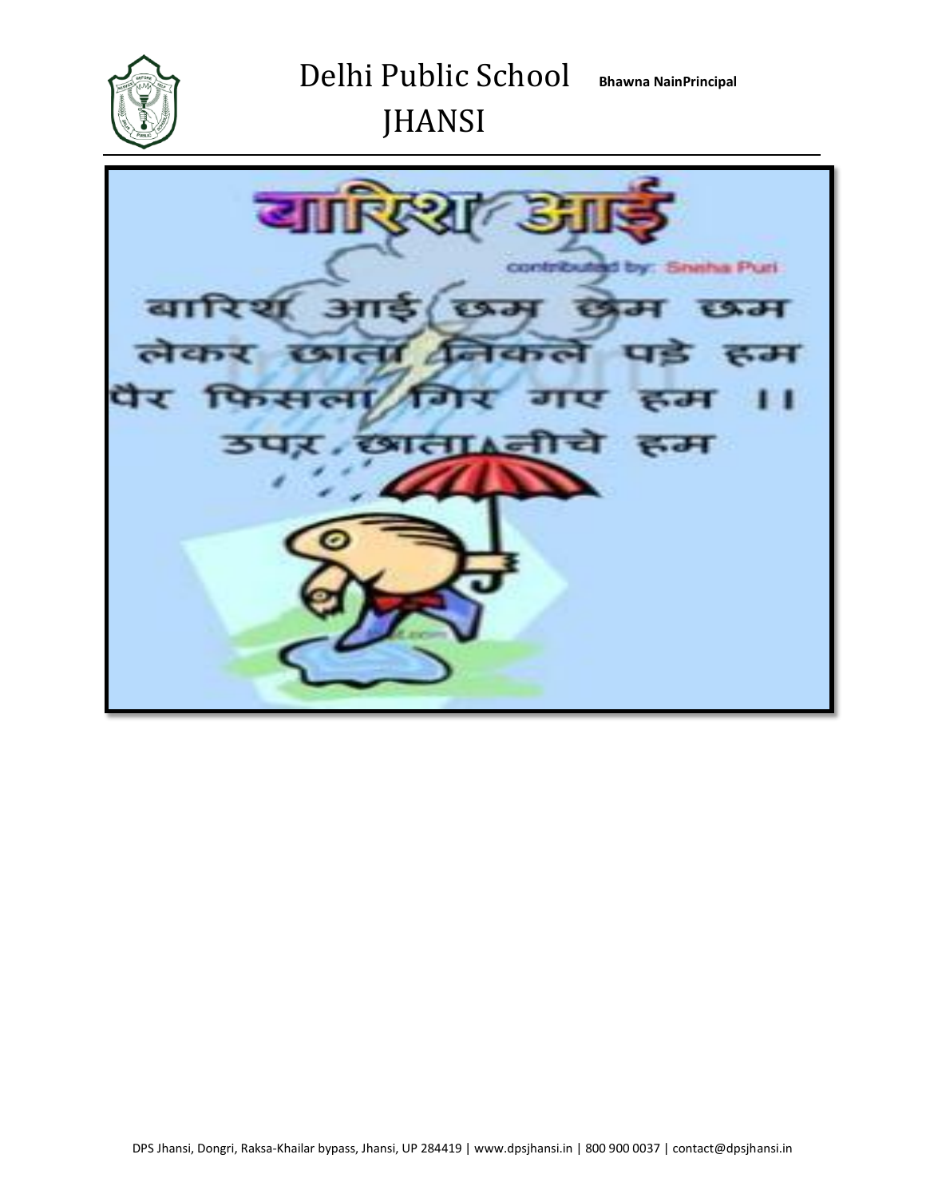# बारिश आई

contributed by: Sneha Puri

बारिश आई छम छम छम
लेकर छाता निकले पड़े हम
पैर फिसला गिर गए हम ।।
ऊपर छाता नीचे हम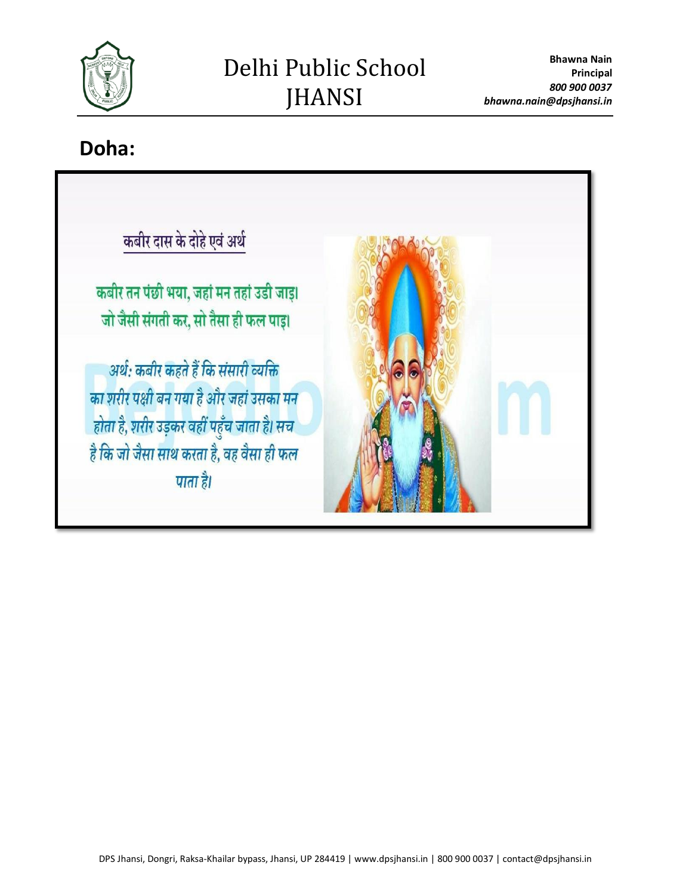## Doha:

कबीर दास के दोहे एवं अर्थ

कबीर तन पंछी भया, जहां मन तहां उडी जाइ।
जो जैसी संगती कर, सो तैसा ही फल पाइ।

अर्थ: कबीर कहते हैं कि संसारी व्यक्ति का शरीर पक्षी बन गया है और जहां उसका मन होता है, शरीर उड़कर वहीं पहुँच जाता है। सच है कि जो जैसा साथ करता है, वह वैसा ही फल पाता है।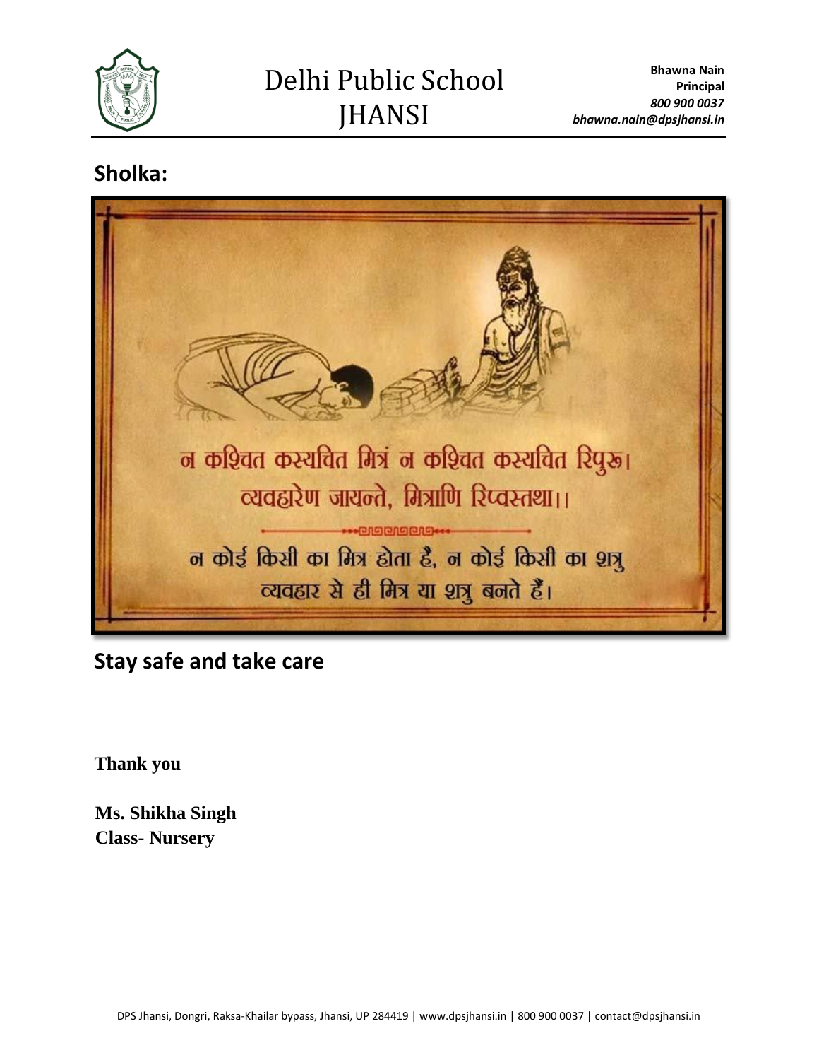## Sholka:

न कश्चित कस्यचित मित्रं न कश्चित कस्यचित रिपुरू।
व्यवहारेण जायन्ते, मित्राणि रिप्वस्तथा।।

न कोई किसी का मित्र होता है, न कोई किसी का शत्रु
व्यवहार से ही मित्र या शत्रु बनते हैं।

## Stay safe and take care

**Thank you**

**Ms. Shikha Singh**
**Class- Nursery**